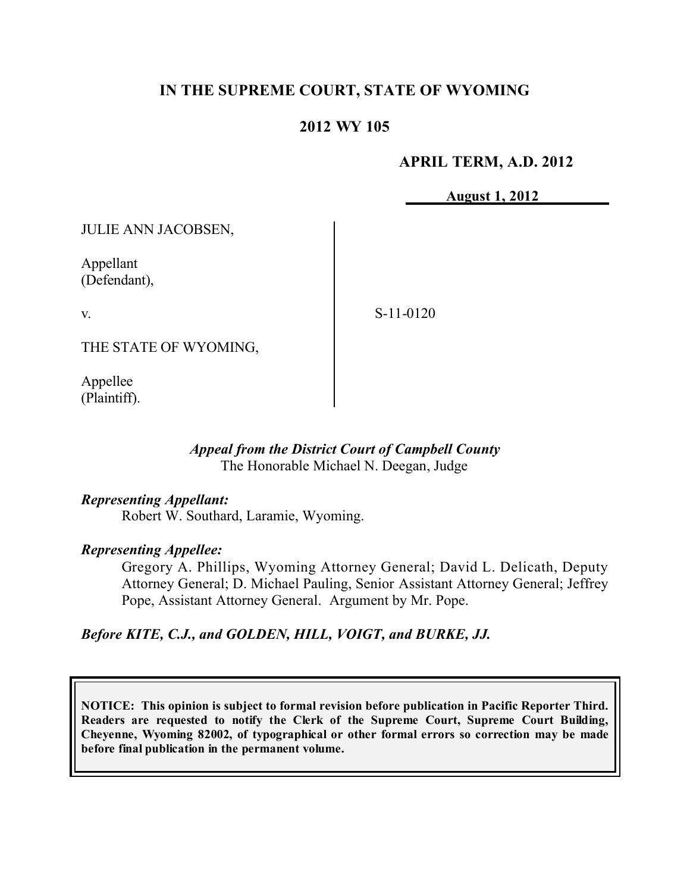# IN THE SUPREME COURT, STATE OF WYOMING

## 2012 WY 105

**APRIL TERM, A.D. 2012**

**August 1, 2012**

| | |
|---|---|
| JULIE ANN JACOBSEN,<br><br>Appellant<br>(Defendant),<br><br>v.<br><br>THE STATE OF WYOMING,<br><br>Appellee<br>(Plaintiff). | S-11-0120 |

*Appeal from the District Court of Campbell County*
The Honorable Michael N. Deegan, Judge

***Representing Appellant:***
Robert W. Southard, Laramie, Wyoming.

***Representing Appellee:***
Gregory A. Phillips, Wyoming Attorney General; David L. Delicath, Deputy Attorney General; D. Michael Pauling, Senior Assistant Attorney General; Jeffrey Pope, Assistant Attorney General. Argument by Mr. Pope.

***Before KITE, C.J., and GOLDEN, HILL, VOIGT, and BURKE, JJ.***

**NOTICE: This opinion is subject to formal revision before publication in Pacific Reporter Third. Readers are requested to notify the Clerk of the Supreme Court, Supreme Court Building, Cheyenne, Wyoming 82002, of typographical or other formal errors so correction may be made before final publication in the permanent volume.**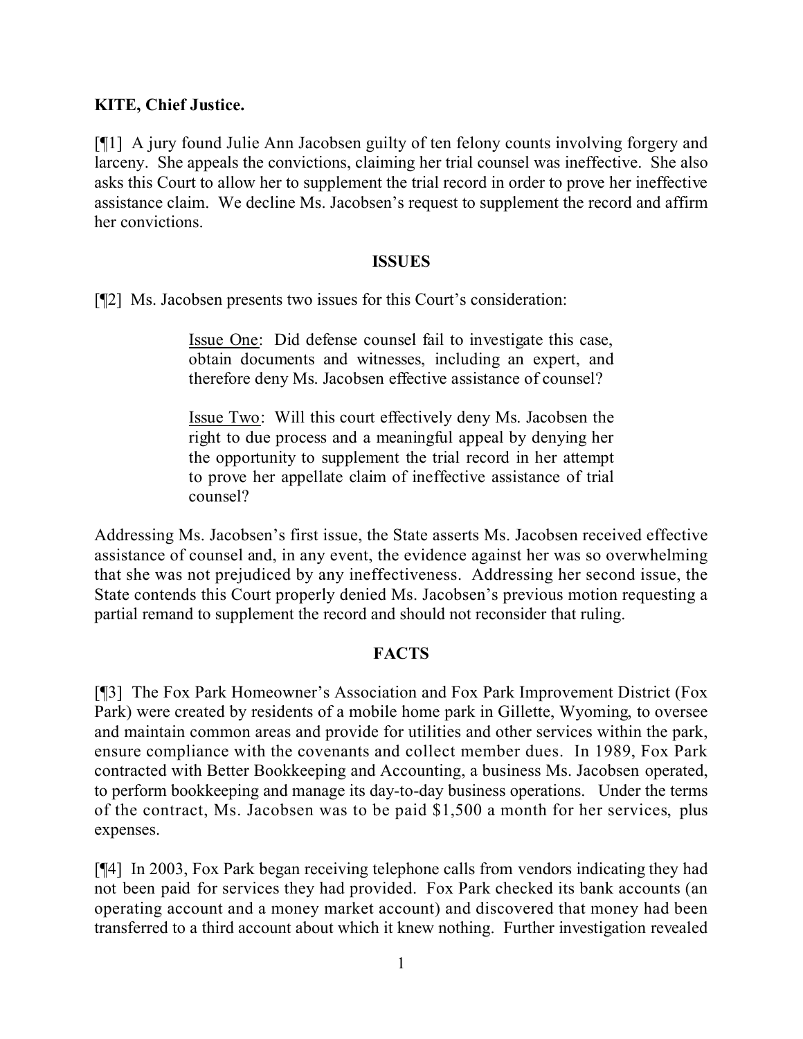**KITE, Chief Justice.**

[¶1] A jury found Julie Ann Jacobsen guilty of ten felony counts involving forgery and larceny. She appeals the convictions, claiming her trial counsel was ineffective. She also asks this Court to allow her to supplement the trial record in order to prove her ineffective assistance claim. We decline Ms. Jacobsen's request to supplement the record and affirm her convictions.

## ISSUES

[¶2] Ms. Jacobsen presents two issues for this Court's consideration:

> Issue One: Did defense counsel fail to investigate this case, obtain documents and witnesses, including an expert, and therefore deny Ms. Jacobsen effective assistance of counsel?
>
> Issue Two: Will this court effectively deny Ms. Jacobsen the right to due process and a meaningful appeal by denying her the opportunity to supplement the trial record in her attempt to prove her appellate claim of ineffective assistance of trial counsel?

Addressing Ms. Jacobsen's first issue, the State asserts Ms. Jacobsen received effective assistance of counsel and, in any event, the evidence against her was so overwhelming that she was not prejudiced by any ineffectiveness. Addressing her second issue, the State contends this Court properly denied Ms. Jacobsen's previous motion requesting a partial remand to supplement the record and should not reconsider that ruling.

## FACTS

[¶3] The Fox Park Homeowner's Association and Fox Park Improvement District (Fox Park) were created by residents of a mobile home park in Gillette, Wyoming, to oversee and maintain common areas and provide for utilities and other services within the park, ensure compliance with the covenants and collect member dues. In 1989, Fox Park contracted with Better Bookkeeping and Accounting, a business Ms. Jacobsen operated, to perform bookkeeping and manage its day-to-day business operations. Under the terms of the contract, Ms. Jacobsen was to be paid $1,500 a month for her services, plus expenses.

[¶4] In 2003, Fox Park began receiving telephone calls from vendors indicating they had not been paid for services they had provided. Fox Park checked its bank accounts (an operating account and a money market account) and discovered that money had been transferred to a third account about which it knew nothing. Further investigation revealed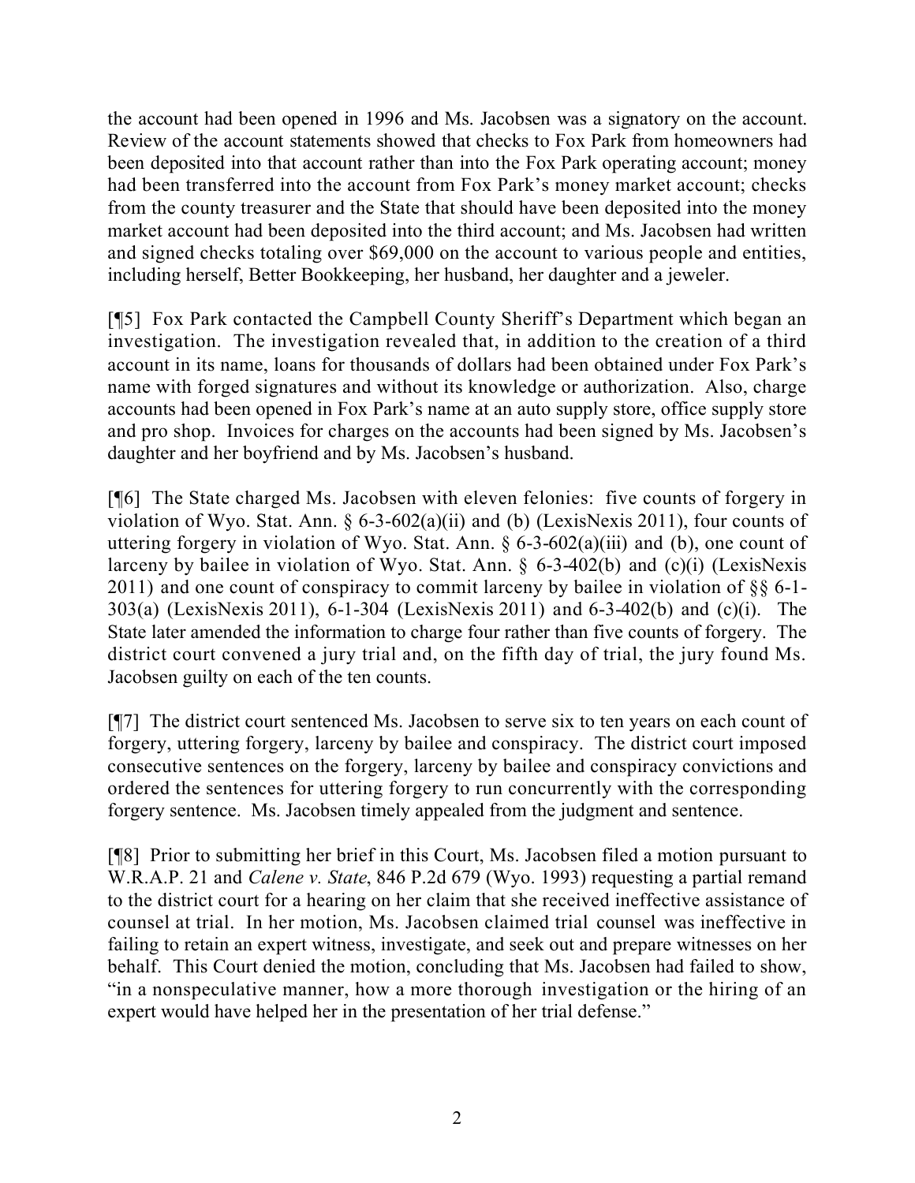the account had been opened in 1996 and Ms. Jacobsen was a signatory on the account. Review of the account statements showed that checks to Fox Park from homeowners had been deposited into that account rather than into the Fox Park operating account; money had been transferred into the account from Fox Park's money market account; checks from the county treasurer and the State that should have been deposited into the money market account had been deposited into the third account; and Ms. Jacobsen had written and signed checks totaling over $69,000 on the account to various people and entities, including herself, Better Bookkeeping, her husband, her daughter and a jeweler.

[¶5] Fox Park contacted the Campbell County Sheriff's Department which began an investigation. The investigation revealed that, in addition to the creation of a third account in its name, loans for thousands of dollars had been obtained under Fox Park's name with forged signatures and without its knowledge or authorization. Also, charge accounts had been opened in Fox Park's name at an auto supply store, office supply store and pro shop. Invoices for charges on the accounts had been signed by Ms. Jacobsen's daughter and her boyfriend and by Ms. Jacobsen's husband.

[¶6] The State charged Ms. Jacobsen with eleven felonies: five counts of forgery in violation of Wyo. Stat. Ann. § 6-3-602(a)(ii) and (b) (LexisNexis 2011), four counts of uttering forgery in violation of Wyo. Stat. Ann. § 6-3-602(a)(iii) and (b), one count of larceny by bailee in violation of Wyo. Stat. Ann. § 6-3-402(b) and (c)(i) (LexisNexis 2011) and one count of conspiracy to commit larceny by bailee in violation of §§ 6-1-303(a) (LexisNexis 2011), 6-1-304 (LexisNexis 2011) and 6-3-402(b) and (c)(i). The State later amended the information to charge four rather than five counts of forgery. The district court convened a jury trial and, on the fifth day of trial, the jury found Ms. Jacobsen guilty on each of the ten counts.

[¶7] The district court sentenced Ms. Jacobsen to serve six to ten years on each count of forgery, uttering forgery, larceny by bailee and conspiracy. The district court imposed consecutive sentences on the forgery, larceny by bailee and conspiracy convictions and ordered the sentences for uttering forgery to run concurrently with the corresponding forgery sentence. Ms. Jacobsen timely appealed from the judgment and sentence.

[¶8] Prior to submitting her brief in this Court, Ms. Jacobsen filed a motion pursuant to W.R.A.P. 21 and *Calene v. State*, 846 P.2d 679 (Wyo. 1993) requesting a partial remand to the district court for a hearing on her claim that she received ineffective assistance of counsel at trial. In her motion, Ms. Jacobsen claimed trial counsel was ineffective in failing to retain an expert witness, investigate, and seek out and prepare witnesses on her behalf. This Court denied the motion, concluding that Ms. Jacobsen had failed to show, "in a nonspeculative manner, how a more thorough investigation or the hiring of an expert would have helped her in the presentation of her trial defense."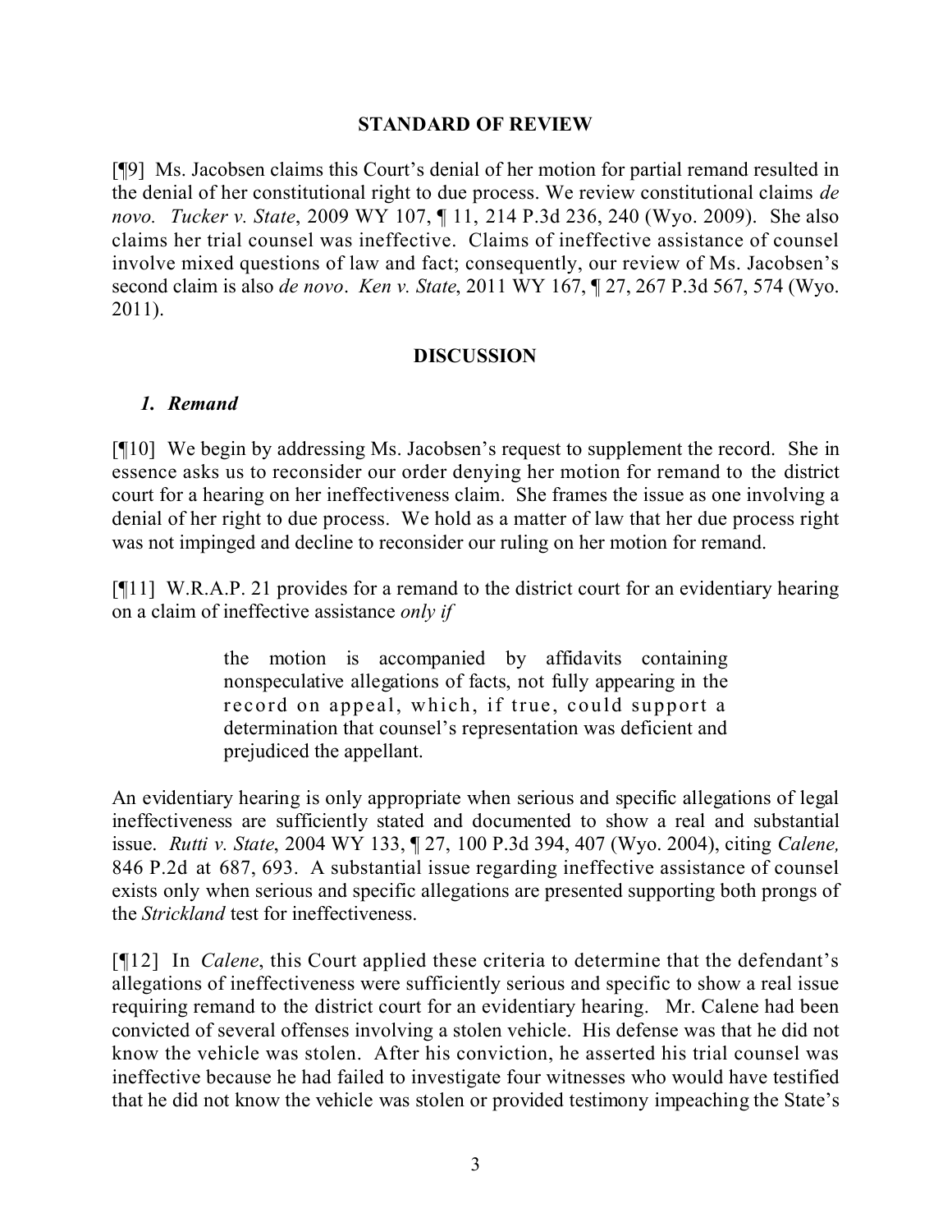## STANDARD OF REVIEW

[¶9] Ms. Jacobsen claims this Court's denial of her motion for partial remand resulted in the denial of her constitutional right to due process. We review constitutional claims *de novo*. *Tucker v. State*, 2009 WY 107, ¶ 11, 214 P.3d 236, 240 (Wyo. 2009). She also claims her trial counsel was ineffective. Claims of ineffective assistance of counsel involve mixed questions of law and fact; consequently, our review of Ms. Jacobsen's second claim is also *de novo*. *Ken v. State*, 2011 WY 167, ¶ 27, 267 P.3d 567, 574 (Wyo. 2011).

## DISCUSSION

### *1. Remand*

[¶10] We begin by addressing Ms. Jacobsen's request to supplement the record. She in essence asks us to reconsider our order denying her motion for remand to the district court for a hearing on her ineffectiveness claim. She frames the issue as one involving a denial of her right to due process. We hold as a matter of law that her due process right was not impinged and decline to reconsider our ruling on her motion for remand.

[¶11] W.R.A.P. 21 provides for a remand to the district court for an evidentiary hearing on a claim of ineffective assistance *only if*

> the motion is accompanied by affidavits containing nonspeculative allegations of facts, not fully appearing in the record on appeal, which, if true, could support a determination that counsel's representation was deficient and prejudiced the appellant.

An evidentiary hearing is only appropriate when serious and specific allegations of legal ineffectiveness are sufficiently stated and documented to show a real and substantial issue. *Rutti v. State*, 2004 WY 133, ¶ 27, 100 P.3d 394, 407 (Wyo. 2004), citing *Calene,* 846 P.2d at 687, 693. A substantial issue regarding ineffective assistance of counsel exists only when serious and specific allegations are presented supporting both prongs of the *Strickland* test for ineffectiveness.

[¶12] In *Calene*, this Court applied these criteria to determine that the defendant's allegations of ineffectiveness were sufficiently serious and specific to show a real issue requiring remand to the district court for an evidentiary hearing. Mr. Calene had been convicted of several offenses involving a stolen vehicle. His defense was that he did not know the vehicle was stolen. After his conviction, he asserted his trial counsel was ineffective because he had failed to investigate four witnesses who would have testified that he did not know the vehicle was stolen or provided testimony impeaching the State's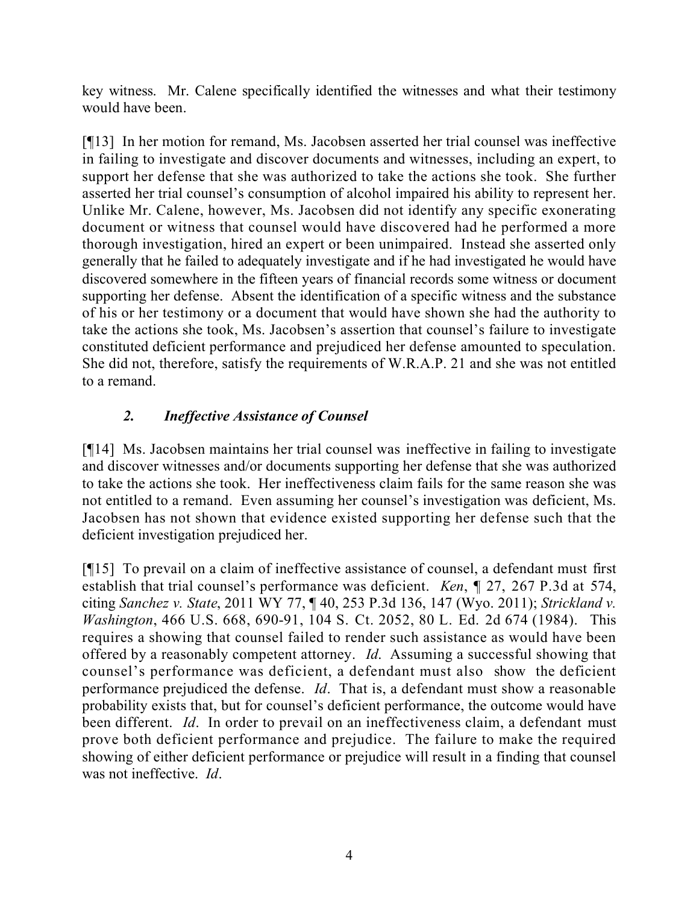key witness. Mr. Calene specifically identified the witnesses and what their testimony would have been.

[¶13] In her motion for remand, Ms. Jacobsen asserted her trial counsel was ineffective in failing to investigate and discover documents and witnesses, including an expert, to support her defense that she was authorized to take the actions she took. She further asserted her trial counsel's consumption of alcohol impaired his ability to represent her. Unlike Mr. Calene, however, Ms. Jacobsen did not identify any specific exonerating document or witness that counsel would have discovered had he performed a more thorough investigation, hired an expert or been unimpaired. Instead she asserted only generally that he failed to adequately investigate and if he had investigated he would have discovered somewhere in the fifteen years of financial records some witness or document supporting her defense. Absent the identification of a specific witness and the substance of his or her testimony or a document that would have shown she had the authority to take the actions she took, Ms. Jacobsen's assertion that counsel's failure to investigate constituted deficient performance and prejudiced her defense amounted to speculation. She did not, therefore, satisfy the requirements of W.R.A.P. 21 and she was not entitled to a remand.

### *2. Ineffective Assistance of Counsel*

[¶14] Ms. Jacobsen maintains her trial counsel was ineffective in failing to investigate and discover witnesses and/or documents supporting her defense that she was authorized to take the actions she took. Her ineffectiveness claim fails for the same reason she was not entitled to a remand. Even assuming her counsel's investigation was deficient, Ms. Jacobsen has not shown that evidence existed supporting her defense such that the deficient investigation prejudiced her.

[¶15] To prevail on a claim of ineffective assistance of counsel, a defendant must first establish that trial counsel's performance was deficient. *Ken*, ¶ 27, 267 P.3d at 574, citing *Sanchez v. State*, 2011 WY 77, ¶ 40, 253 P.3d 136, 147 (Wyo. 2011); *Strickland v. Washington*, 466 U.S. 668, 690-91, 104 S. Ct. 2052, 80 L. Ed. 2d 674 (1984). This requires a showing that counsel failed to render such assistance as would have been offered by a reasonably competent attorney. *Id*. Assuming a successful showing that counsel's performance was deficient, a defendant must also show the deficient performance prejudiced the defense. *Id*. That is, a defendant must show a reasonable probability exists that, but for counsel's deficient performance, the outcome would have been different. *Id*. In order to prevail on an ineffectiveness claim, a defendant must prove both deficient performance and prejudice. The failure to make the required showing of either deficient performance or prejudice will result in a finding that counsel was not ineffective. *Id*.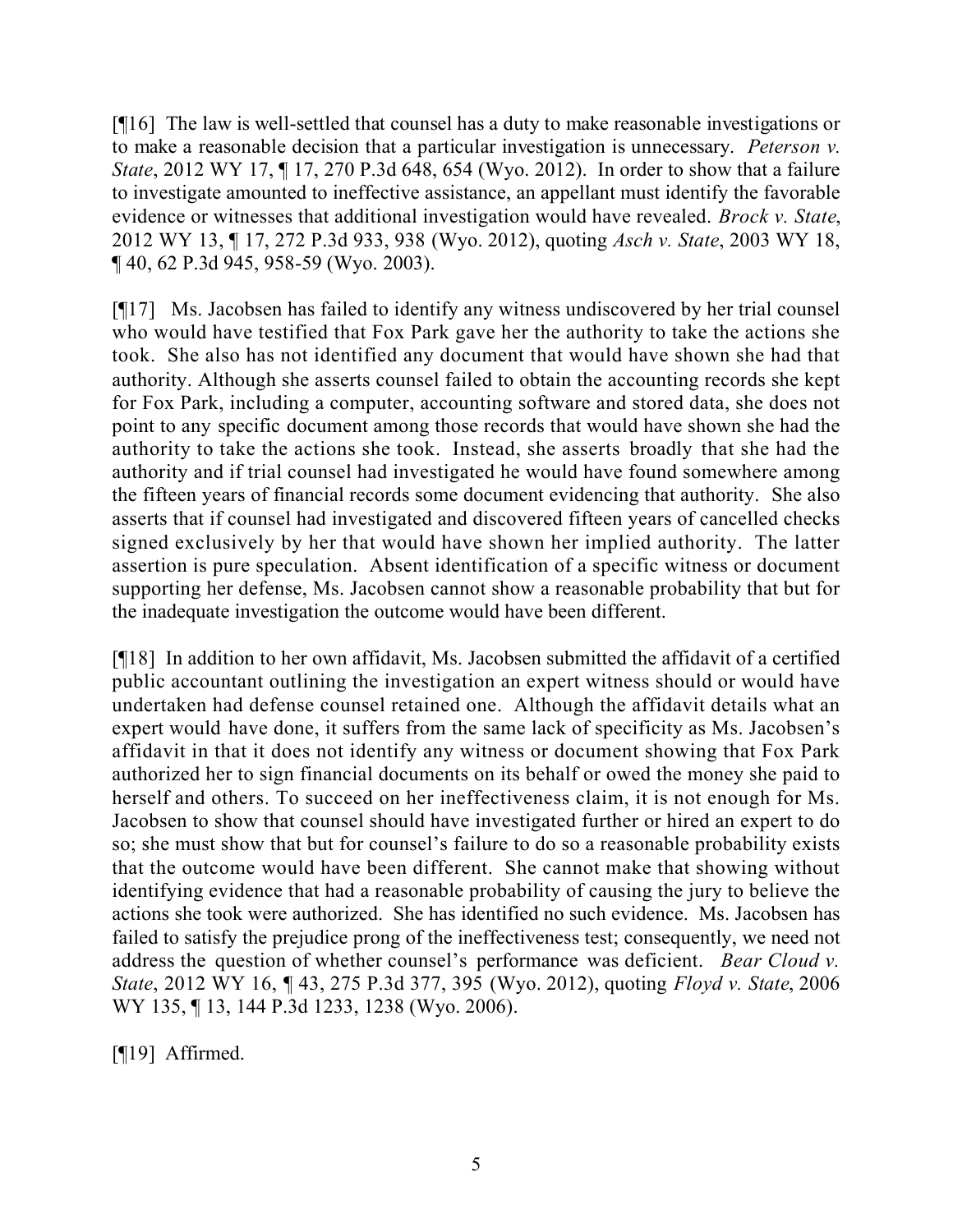[¶16] The law is well-settled that counsel has a duty to make reasonable investigations or to make a reasonable decision that a particular investigation is unnecessary. *Peterson v. State*, 2012 WY 17, ¶ 17, 270 P.3d 648, 654 (Wyo. 2012). In order to show that a failure to investigate amounted to ineffective assistance, an appellant must identify the favorable evidence or witnesses that additional investigation would have revealed. *Brock v. State*, 2012 WY 13, ¶ 17, 272 P.3d 933, 938 (Wyo. 2012), quoting *Asch v. State*, 2003 WY 18, ¶ 40, 62 P.3d 945, 958-59 (Wyo. 2003).

[¶17] Ms. Jacobsen has failed to identify any witness undiscovered by her trial counsel who would have testified that Fox Park gave her the authority to take the actions she took. She also has not identified any document that would have shown she had that authority. Although she asserts counsel failed to obtain the accounting records she kept for Fox Park, including a computer, accounting software and stored data, she does not point to any specific document among those records that would have shown she had the authority to take the actions she took. Instead, she asserts broadly that she had the authority and if trial counsel had investigated he would have found somewhere among the fifteen years of financial records some document evidencing that authority. She also asserts that if counsel had investigated and discovered fifteen years of cancelled checks signed exclusively by her that would have shown her implied authority. The latter assertion is pure speculation. Absent identification of a specific witness or document supporting her defense, Ms. Jacobsen cannot show a reasonable probability that but for the inadequate investigation the outcome would have been different.

[¶18] In addition to her own affidavit, Ms. Jacobsen submitted the affidavit of a certified public accountant outlining the investigation an expert witness should or would have undertaken had defense counsel retained one. Although the affidavit details what an expert would have done, it suffers from the same lack of specificity as Ms. Jacobsen's affidavit in that it does not identify any witness or document showing that Fox Park authorized her to sign financial documents on its behalf or owed the money she paid to herself and others. To succeed on her ineffectiveness claim, it is not enough for Ms. Jacobsen to show that counsel should have investigated further or hired an expert to do so; she must show that but for counsel's failure to do so a reasonable probability exists that the outcome would have been different. She cannot make that showing without identifying evidence that had a reasonable probability of causing the jury to believe the actions she took were authorized. She has identified no such evidence. Ms. Jacobsen has failed to satisfy the prejudice prong of the ineffectiveness test; consequently, we need not address the question of whether counsel's performance was deficient. *Bear Cloud v. State*, 2012 WY 16, ¶ 43, 275 P.3d 377, 395 (Wyo. 2012), quoting *Floyd v. State*, 2006 WY 135, ¶ 13, 144 P.3d 1233, 1238 (Wyo. 2006).

[¶19] Affirmed.